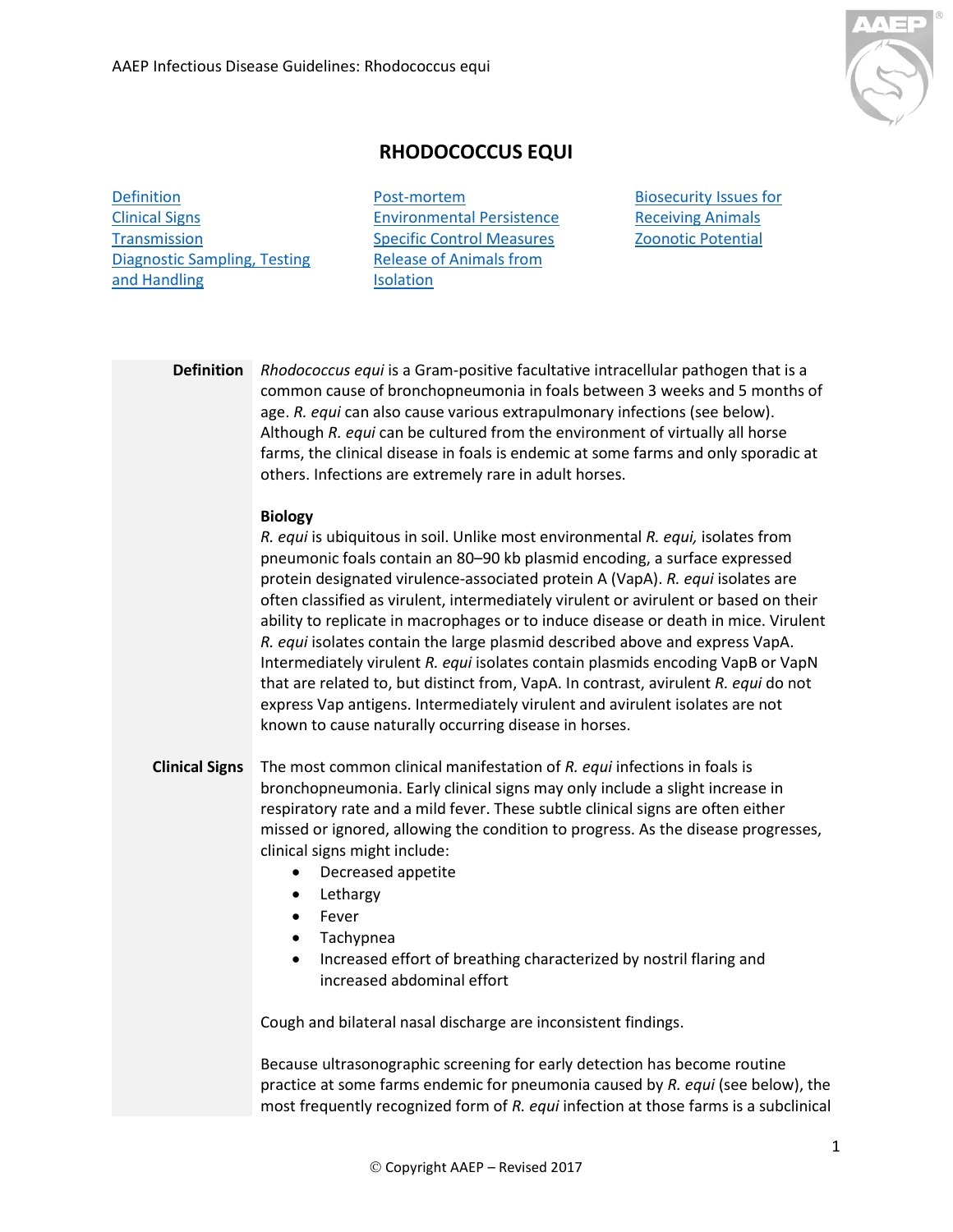# RHODOCOCCUS EQUI

[Definition](#definition)
[Clinical Signs](#clinical-signs)
[Transmission](#transmission)
[Diagnostic Sampling, Testing and Handling](#diagnostic-sampling-testing-and-handling)
[Post-mortem](#post-mortem)
[Environmental Persistence](#environmental-persistence)
[Specific Control Measures](#specific-control-measures)
[Release of Animals from Isolation](#release-of-animals-from-isolation)
[Biosecurity Issues for Receiving Animals](#biosecurity-issues-for-receiving-animals)
[Zoonotic Potential](#zoonotic-potential)

## Definition

*Rhodococcus equi* is a Gram-positive facultative intracellular pathogen that is a common cause of bronchopneumonia in foals between 3 weeks and 5 months of age. *R. equi* can also cause various extrapulmonary infections (see below). Although *R. equi* can be cultured from the environment of virtually all horse farms, the clinical disease in foals is endemic at some farms and only sporadic at others. Infections are extremely rare in adult horses.

### Biology

*R. equi* is ubiquitous in soil. Unlike most environmental *R. equi,* isolates from pneumonic foals contain an 80–90 kb plasmid encoding, a surface expressed protein designated virulence-associated protein A (VapA). *R. equi* isolates are often classified as virulent, intermediately virulent or avirulent or based on their ability to replicate in macrophages or to induce disease or death in mice. Virulent *R. equi* isolates contain the large plasmid described above and express VapA. Intermediately virulent *R. equi* isolates contain plasmids encoding VapB or VapN that are related to, but distinct from, VapA. In contrast, avirulent *R. equi* do not express Vap antigens. Intermediately virulent and avirulent isolates are not known to cause naturally occurring disease in horses.

## Clinical Signs

The most common clinical manifestation of *R. equi* infections in foals is bronchopneumonia. Early clinical signs may only include a slight increase in respiratory rate and a mild fever. These subtle clinical signs are often either missed or ignored, allowing the condition to progress. As the disease progresses, clinical signs might include:

- Decreased appetite
- Lethargy
- Fever
- Tachypnea
- Increased effort of breathing characterized by nostril flaring and increased abdominal effort

Cough and bilateral nasal discharge are inconsistent findings.

Because ultrasonographic screening for early detection has become routine practice at some farms endemic for pneumonia caused by *R. equi* (see below), the most frequently recognized form of *R. equi* infection at those farms is a subclinical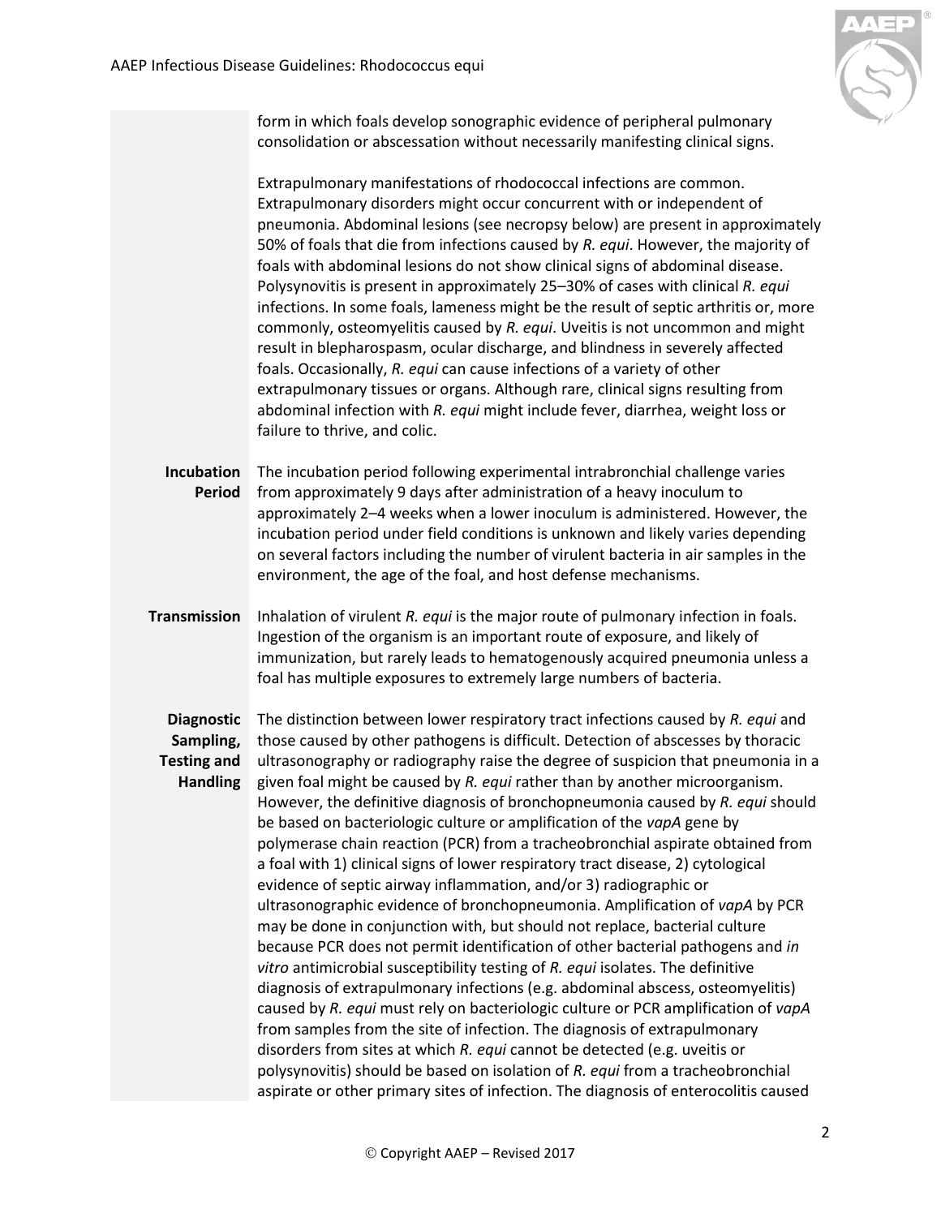form in which foals develop sonographic evidence of peripheral pulmonary consolidation or abscessation without necessarily manifesting clinical signs.

Extrapulmonary manifestations of rhodococcal infections are common. Extrapulmonary disorders might occur concurrent with or independent of pneumonia. Abdominal lesions (see necropsy below) are present in approximately 50% of foals that die from infections caused by *R. equi*. However, the majority of foals with abdominal lesions do not show clinical signs of abdominal disease. Polysynovitis is present in approximately 25–30% of cases with clinical *R. equi* infections. In some foals, lameness might be the result of septic arthritis or, more commonly, osteomyelitis caused by *R. equi*. Uveitis is not uncommon and might result in blepharospasm, ocular discharge, and blindness in severely affected foals. Occasionally, *R. equi* can cause infections of a variety of other extrapulmonary tissues or organs. Although rare, clinical signs resulting from abdominal infection with *R. equi* might include fever, diarrhea, weight loss or failure to thrive, and colic.

**Incubation Period**

The incubation period following experimental intrabronchial challenge varies from approximately 9 days after administration of a heavy inoculum to approximately 2–4 weeks when a lower inoculum is administered. However, the incubation period under field conditions is unknown and likely varies depending on several factors including the number of virulent bacteria in air samples in the environment, the age of the foal, and host defense mechanisms.

**Transmission**

Inhalation of virulent *R. equi* is the major route of pulmonary infection in foals. Ingestion of the organism is an important route of exposure, and likely of immunization, but rarely leads to hematogenously acquired pneumonia unless a foal has multiple exposures to extremely large numbers of bacteria.

**Diagnostic Sampling, Testing and Handling**

The distinction between lower respiratory tract infections caused by *R. equi* and those caused by other pathogens is difficult. Detection of abscesses by thoracic ultrasonography or radiography raise the degree of suspicion that pneumonia in a given foal might be caused by *R. equi* rather than by another microorganism. However, the definitive diagnosis of bronchopneumonia caused by *R. equi* should be based on bacteriologic culture or amplification of the *vapA* gene by polymerase chain reaction (PCR) from a tracheobronchial aspirate obtained from a foal with 1) clinical signs of lower respiratory tract disease, 2) cytological evidence of septic airway inflammation, and/or 3) radiographic or ultrasonographic evidence of bronchopneumonia. Amplification of *vapA* by PCR may be done in conjunction with, but should not replace, bacterial culture because PCR does not permit identification of other bacterial pathogens and *in vitro* antimicrobial susceptibility testing of *R. equi* isolates. The definitive diagnosis of extrapulmonary infections (e.g. abdominal abscess, osteomyelitis) caused by *R. equi* must rely on bacteriologic culture or PCR amplification of *vapA* from samples from the site of infection. The diagnosis of extrapulmonary disorders from sites at which *R. equi* cannot be detected (e.g. uveitis or polysynovitis) should be based on isolation of *R. equi* from a tracheobronchial aspirate or other primary sites of infection. The diagnosis of enterocolitis caused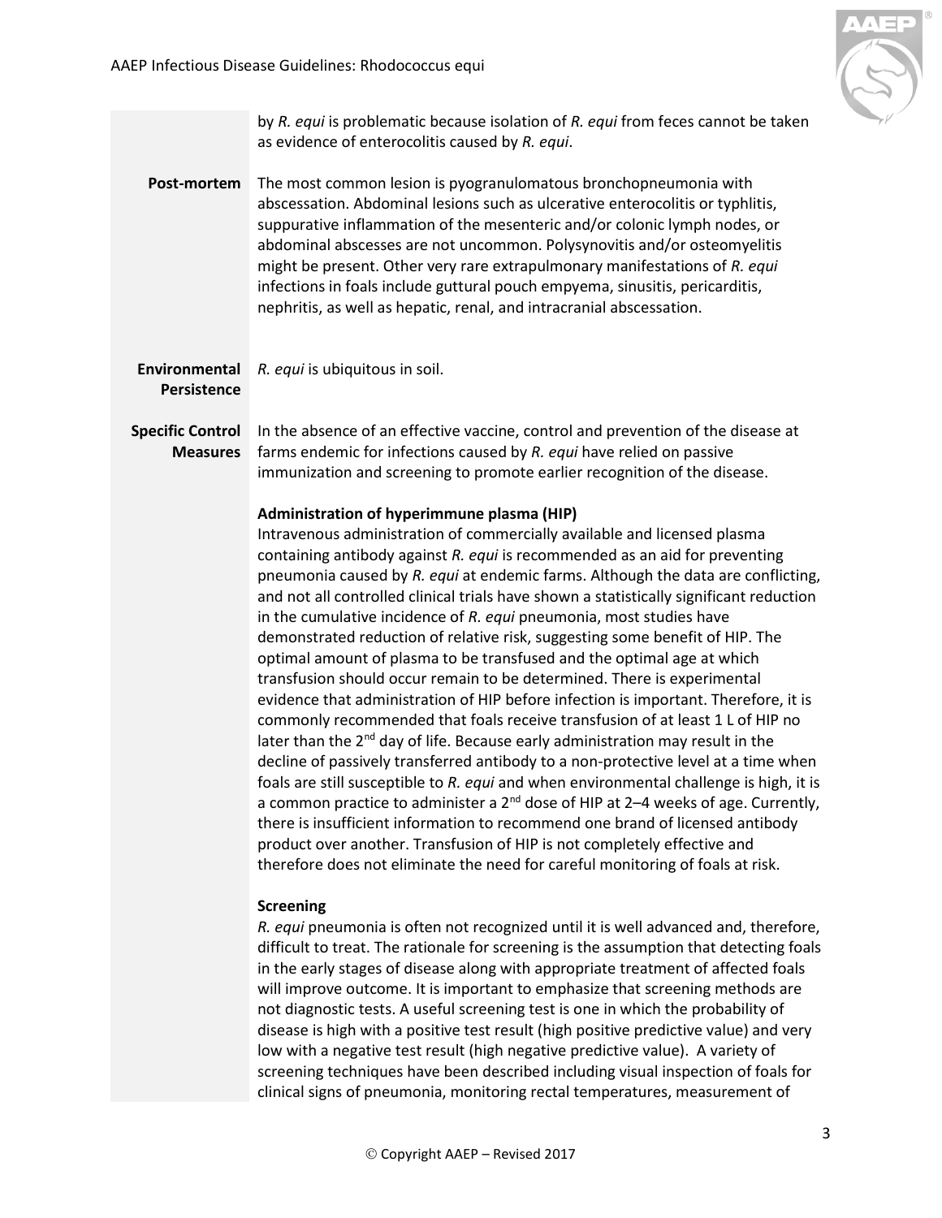by *R. equi* is problematic because isolation of *R. equi* from feces cannot be taken as evidence of enterocolitis caused by *R. equi*.

**Post-mortem**

The most common lesion is pyogranulomatous bronchopneumonia with abscessation. Abdominal lesions such as ulcerative enterocolitis or typhlitis, suppurative inflammation of the mesenteric and/or colonic lymph nodes, or abdominal abscesses are not uncommon. Polysynovitis and/or osteomyelitis might be present. Other very rare extrapulmonary manifestations of *R. equi* infections in foals include guttural pouch empyema, sinusitis, pericarditis, nephritis, as well as hepatic, renal, and intracranial abscessation.

**Environmental Persistence**

*R. equi* is ubiquitous in soil.

**Specific Control Measures**

In the absence of an effective vaccine, control and prevention of the disease at farms endemic for infections caused by *R. equi* have relied on passive immunization and screening to promote earlier recognition of the disease.

**Administration of hyperimmune plasma (HIP)**

Intravenous administration of commercially available and licensed plasma containing antibody against *R. equi* is recommended as an aid for preventing pneumonia caused by *R. equi* at endemic farms. Although the data are conflicting, and not all controlled clinical trials have shown a statistically significant reduction in the cumulative incidence of *R. equi* pneumonia, most studies have demonstrated reduction of relative risk, suggesting some benefit of HIP. The optimal amount of plasma to be transfused and the optimal age at which transfusion should occur remain to be determined. There is experimental evidence that administration of HIP before infection is important. Therefore, it is commonly recommended that foals receive transfusion of at least 1 L of HIP no later than the 2nd day of life. Because early administration may result in the decline of passively transferred antibody to a non-protective level at a time when foals are still susceptible to *R. equi* and when environmental challenge is high, it is a common practice to administer a 2nd dose of HIP at 2–4 weeks of age. Currently, there is insufficient information to recommend one brand of licensed antibody product over another. Transfusion of HIP is not completely effective and therefore does not eliminate the need for careful monitoring of foals at risk.

**Screening**

*R. equi* pneumonia is often not recognized until it is well advanced and, therefore, difficult to treat. The rationale for screening is the assumption that detecting foals in the early stages of disease along with appropriate treatment of affected foals will improve outcome. It is important to emphasize that screening methods are not diagnostic tests. A useful screening test is one in which the probability of disease is high with a positive test result (high positive predictive value) and very low with a negative test result (high negative predictive value). A variety of screening techniques have been described including visual inspection of foals for clinical signs of pneumonia, monitoring rectal temperatures, measurement of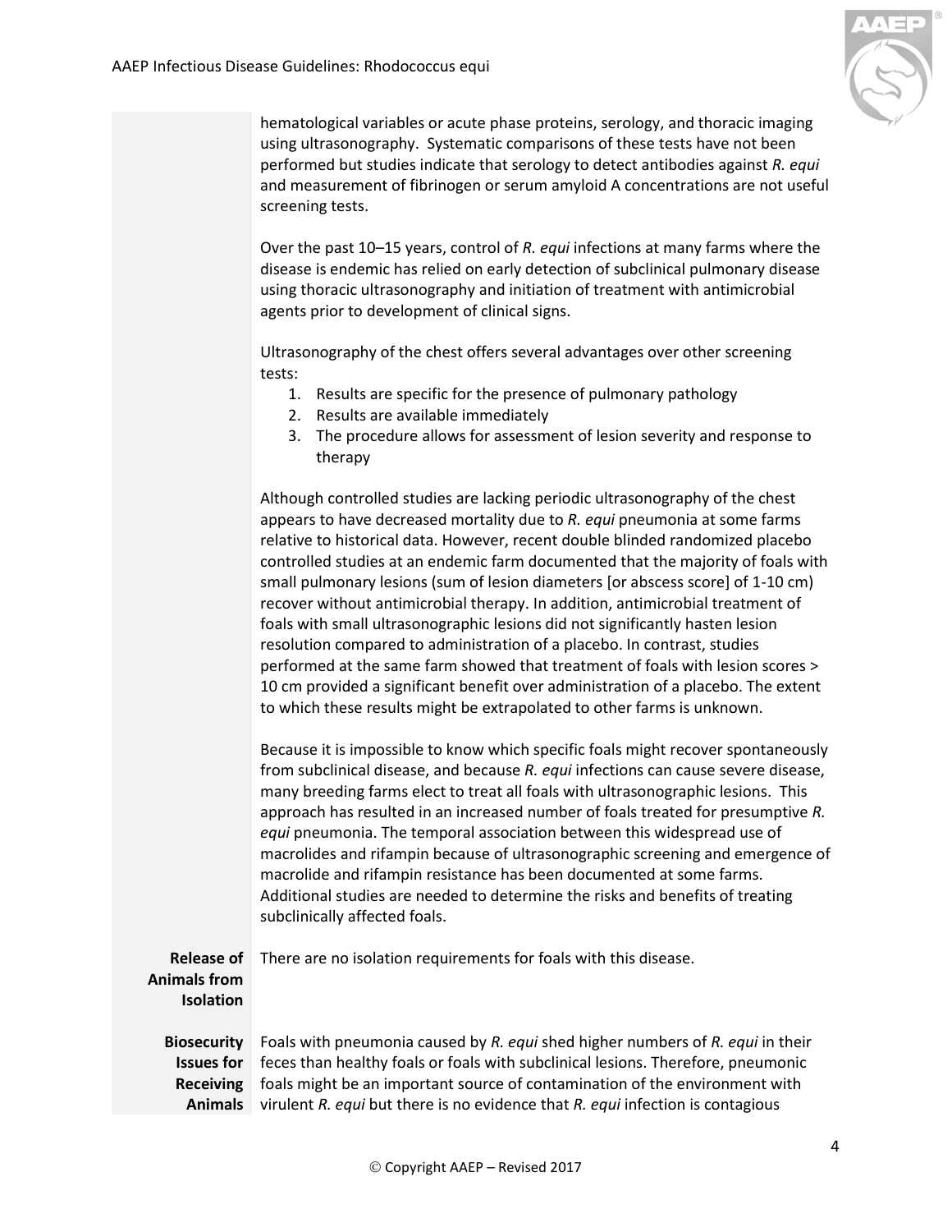hematological variables or acute phase proteins, serology, and thoracic imaging using ultrasonography. Systematic comparisons of these tests have not been performed but studies indicate that serology to detect antibodies against *R. equi* and measurement of fibrinogen or serum amyloid A concentrations are not useful screening tests.

Over the past 10–15 years, control of *R. equi* infections at many farms where the disease is endemic has relied on early detection of subclinical pulmonary disease using thoracic ultrasonography and initiation of treatment with antimicrobial agents prior to development of clinical signs.

Ultrasonography of the chest offers several advantages over other screening tests:

1. Results are specific for the presence of pulmonary pathology
2. Results are available immediately
3. The procedure allows for assessment of lesion severity and response to therapy

Although controlled studies are lacking periodic ultrasonography of the chest appears to have decreased mortality due to *R. equi* pneumonia at some farms relative to historical data. However, recent double blinded randomized placebo controlled studies at an endemic farm documented that the majority of foals with small pulmonary lesions (sum of lesion diameters [or abscess score] of 1-10 cm) recover without antimicrobial therapy. In addition, antimicrobial treatment of foals with small ultrasonographic lesions did not significantly hasten lesion resolution compared to administration of a placebo. In contrast, studies performed at the same farm showed that treatment of foals with lesion scores > 10 cm provided a significant benefit over administration of a placebo. The extent to which these results might be extrapolated to other farms is unknown.

Because it is impossible to know which specific foals might recover spontaneously from subclinical disease, and because *R. equi* infections can cause severe disease, many breeding farms elect to treat all foals with ultrasonographic lesions. This approach has resulted in an increased number of foals treated for presumptive *R. equi* pneumonia. The temporal association between this widespread use of macrolides and rifampin because of ultrasonographic screening and emergence of macrolide and rifampin resistance has been documented at some farms. Additional studies are needed to determine the risks and benefits of treating subclinically affected foals.

**Release of Animals from Isolation**

There are no isolation requirements for foals with this disease.

**Biosecurity Issues for Receiving Animals**

Foals with pneumonia caused by *R. equi* shed higher numbers of *R. equi* in their feces than healthy foals or foals with subclinical lesions. Therefore, pneumonic foals might be an important source of contamination of the environment with virulent *R. equi* but there is no evidence that *R. equi* infection is contagious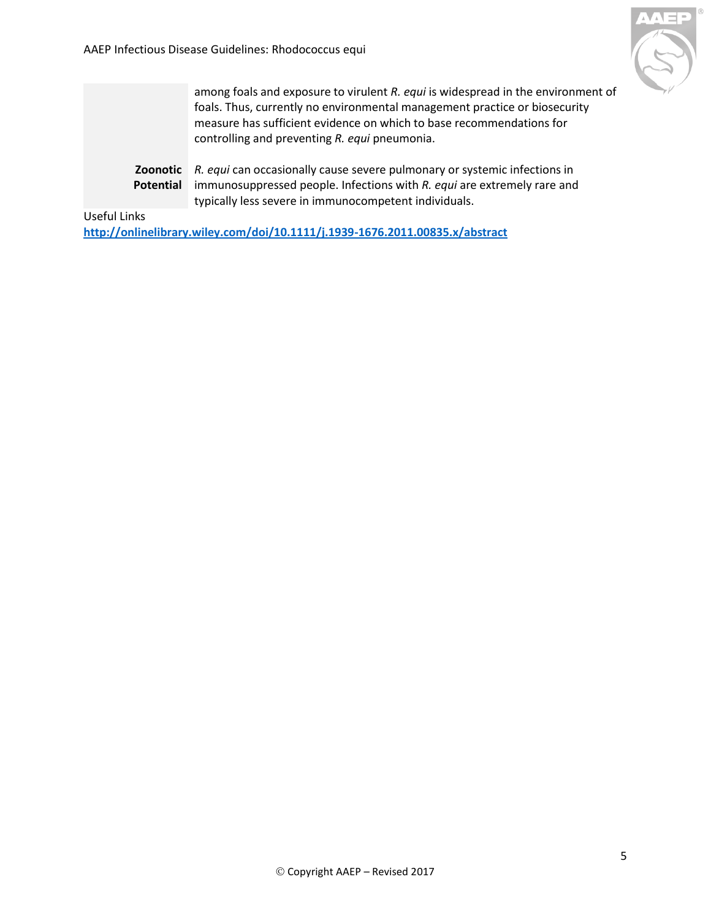|  |  |
| --- | --- |
|  | among foals and exposure to virulent *R. equi* is widespread in the environment of foals. Thus, currently no environmental management practice or biosecurity measure has sufficient evidence on which to base recommendations for controlling and preventing *R. equi* pneumonia. |
| **Zoonotic Potential** | *R. equi* can occasionally cause severe pulmonary or systemic infections in immunosuppressed people. Infections with *R. equi* are extremely rare and typically less severe in immunocompetent individuals. |

Useful Links

[http://onlinelibrary.wiley.com/doi/10.1111/j.1939-1676.2011.00835.x/abstract](http://onlinelibrary.wiley.com/doi/10.1111/j.1939-1676.2011.00835.x/abstract)